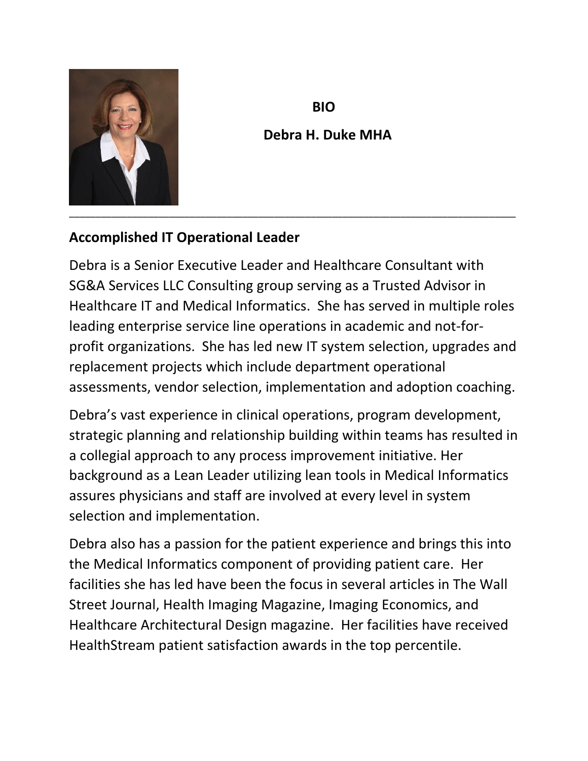**BIO**

**Debra H. Duke MHA**

---

## Accomplished IT Operational Leader

Debra is a Senior Executive Leader and Healthcare Consultant with SG&A Services LLC Consulting group serving as a Trusted Advisor in Healthcare IT and Medical Informatics. She has served in multiple roles leading enterprise service line operations in academic and not-for-profit organizations. She has led new IT system selection, upgrades and replacement projects which include department operational assessments, vendor selection, implementation and adoption coaching.

Debra's vast experience in clinical operations, program development, strategic planning and relationship building within teams has resulted in a collegial approach to any process improvement initiative. Her background as a Lean Leader utilizing lean tools in Medical Informatics assures physicians and staff are involved at every level in system selection and implementation.

Debra also has a passion for the patient experience and brings this into the Medical Informatics component of providing patient care. Her facilities she has led have been the focus in several articles in The Wall Street Journal, Health Imaging Magazine, Imaging Economics, and Healthcare Architectural Design magazine. Her facilities have received HealthStream patient satisfaction awards in the top percentile.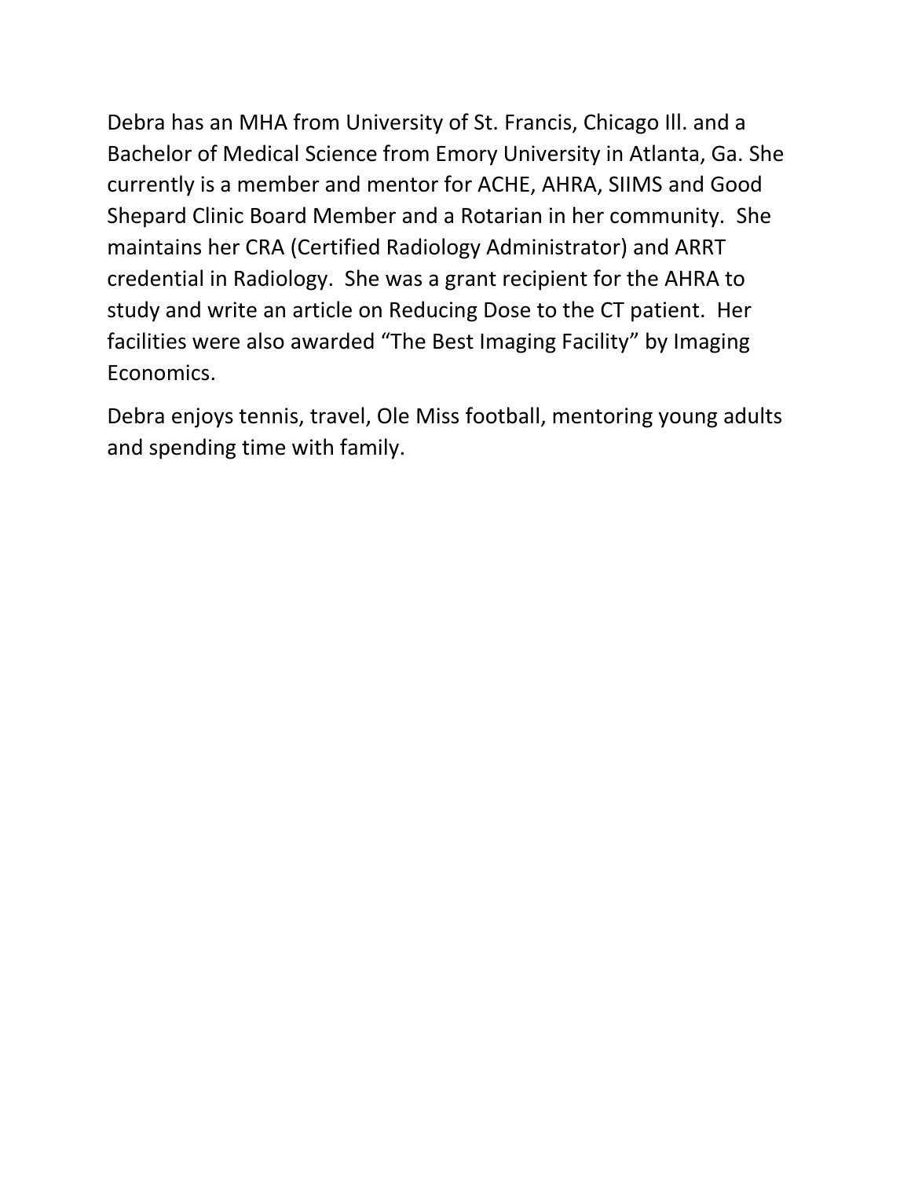Debra has an MHA from University of St. Francis, Chicago Ill. and a Bachelor of Medical Science from Emory University in Atlanta, Ga. She currently is a member and mentor for ACHE, AHRA, SIIMS and Good Shepard Clinic Board Member and a Rotarian in her community. She maintains her CRA (Certified Radiology Administrator) and ARRT credential in Radiology. She was a grant recipient for the AHRA to study and write an article on Reducing Dose to the CT patient. Her facilities were also awarded "The Best Imaging Facility" by Imaging Economics.

Debra enjoys tennis, travel, Ole Miss football, mentoring young adults and spending time with family.